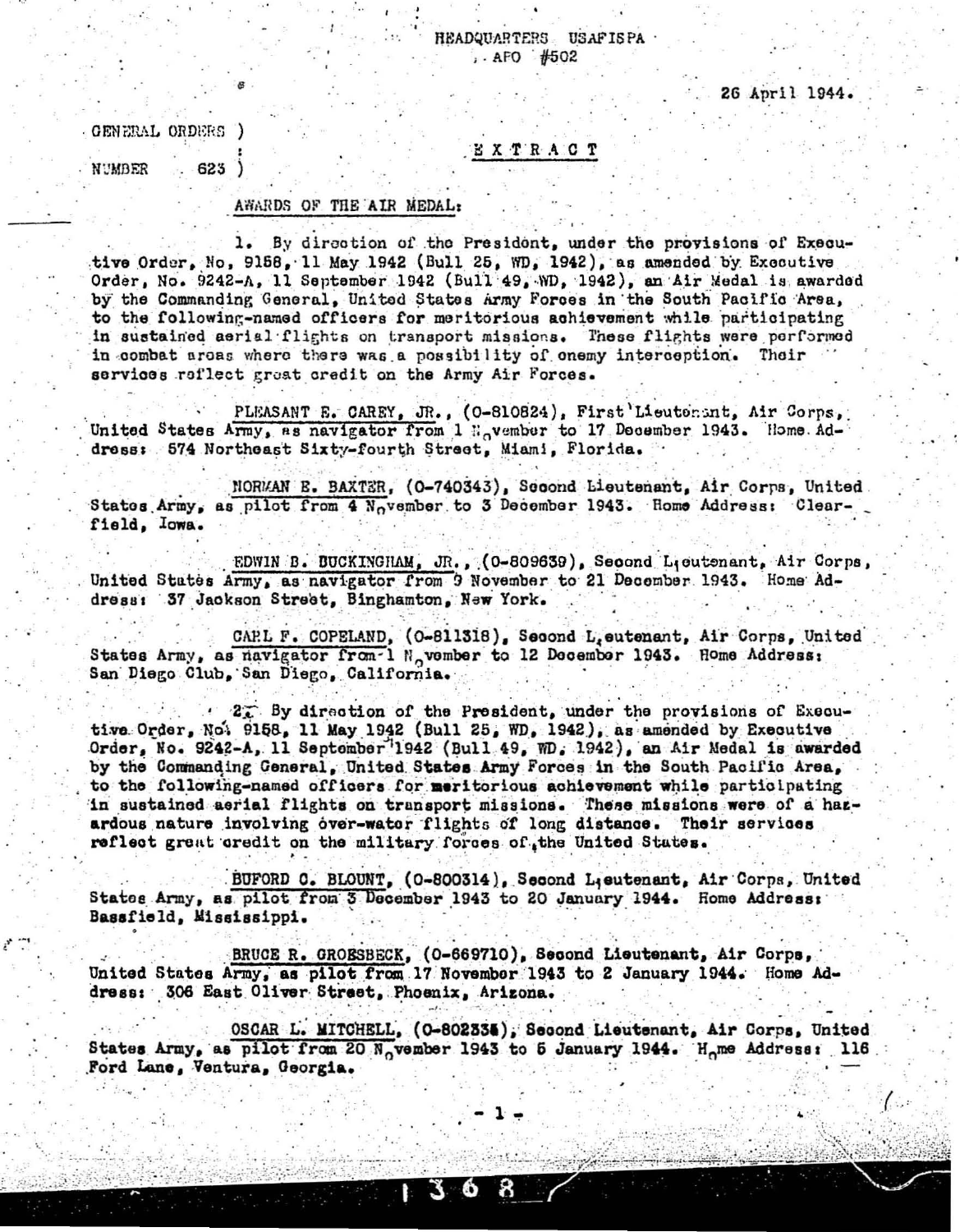HEADQUARTERS USAFISPA
APO #502

26 April 1944.

GENERAL ORDERS )
:
NUMBER 623 )

EXTRACT

AWARDS OF THE AIR MEDAL:

1. By direction of the President, under the provisions of Executive Order, No. 9158, 11 May 1942 (Bull 25, WD, 1942), as amended by Executive Order, No. 9242-A, 11 September 1942 (Bull 49, WD, 1942), an Air Medal is awarded by the Commanding General, United States Army Forces in the South Pacific Area, to the following-named officers for meritorious achievement while participating in sustained aerial flights on transport missions. These flights were performed in combat areas where there was a possibility of enemy interception. Their services reflect great credit on the Army Air Forces.

PLEASANT E. CAREY, JR., (O-810824), First Lieutenant, Air Corps, United States Army, as navigator from 1 November to 17 December 1943. Home Address: 574 Northeast Sixty-fourth Street, Miami, Florida.

NORMAN E. BAXTER, (O-740343), Second Lieutenant, Air Corps, United States Army, as pilot from 4 November to 3 December 1943. Home Address: Clearfield, Iowa.

EDWIN B. BUCKINGHAM, JR., (O-809639), Second Lieutenant, Air Corps, United States Army, as navigator from 9 November to 21 December 1943. Home Address: 37 Jackson Street, Binghamton, New York.

CARL F. COPELAND, (O-811318), Second Lieutenant, Air Corps, United States Army, as navigator from 1 November to 12 December 1943. Home Address: San Diego Club, San Diego, California.

2. By direction of the President, under the provisions of Executive Order, No. 9158, 11 May 1942 (Bull 25, WD, 1942), as amended by Executive Order, No. 9242-A, 11 September 1942 (Bull 49, WD, 1942), an Air Medal is awarded by the Commanding General, United States Army Forces in the South Pacific Area, to the following-named officers for meritorious achievement while participating in sustained aerial flights on transport missions. These missions were of a hazardous nature involving over-water flights of long distance. Their services reflect great credit on the military forces of the United States.

BUFORD C. BLOUNT, (O-800314), Second Lieutenant, Air Corps, United States Army, as pilot from 3 December 1943 to 20 January 1944. Home Address: Bassfield, Mississippi.

BRUCE R. GROESBECK, (O-669710), Second Lieutenant, Air Corps, United States Army, as pilot from 17 November 1943 to 2 January 1944. Home Address: 306 East Oliver Street, Phoenix, Arizona.

OSCAR L. MITCHELL, (O-802338), Second Lieutenant, Air Corps, United States Army, as pilot from 20 November 1943 to 5 January 1944. Home Address: 116 Ford Lane, Ventura, Georgia.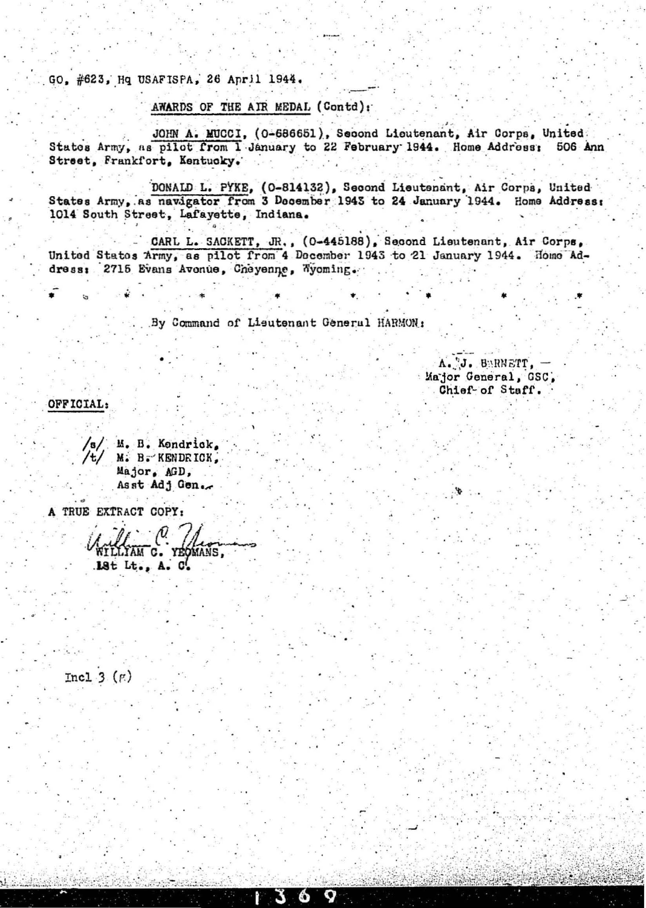GO, #623, Hq USAFISPA, 26 April 1944.

AWARDS OF THE AIR MEDAL (Contd):

JOHN A. MUCCI, (O-686651), Second Lieutenant, Air Corps, United States Army, as pilot from 1 January to 22 February 1944. Home Address: 506 Ann Street, Frankfort, Kentucky.

DONALD L. PYKE, (O-814132), Second Lieutenant, Air Corps, United States Army, as navigator from 3 December 1943 to 24 January 1944. Home Address: 1014 South Street, Lafayette, Indiana.

CARL L. SACKETT, JR., (O-445188), Second Lieutenant, Air Corps, United States Army, as pilot from 4 December 1943 to 21 January 1944. Home Address: 2715 Evans Avenue, Cheyenne, Wyoming.

\* \* \* \* \* \* \* \* \*

By Command of Lieutenant General HARMON:

A. J. BARNETT,
Major General, GSC,
Chief of Staff.

OFFICIAL:

/s/ M. B. Kendrick,
/t/ M. B. KENDRICK,
Major, AGD,
Asst Adj Gen.

A TRUE EXTRACT COPY:

William C. Yeomans
WILLIAM C. YEOMANS,
1st Lt., A. C.

Incl 3 (F)